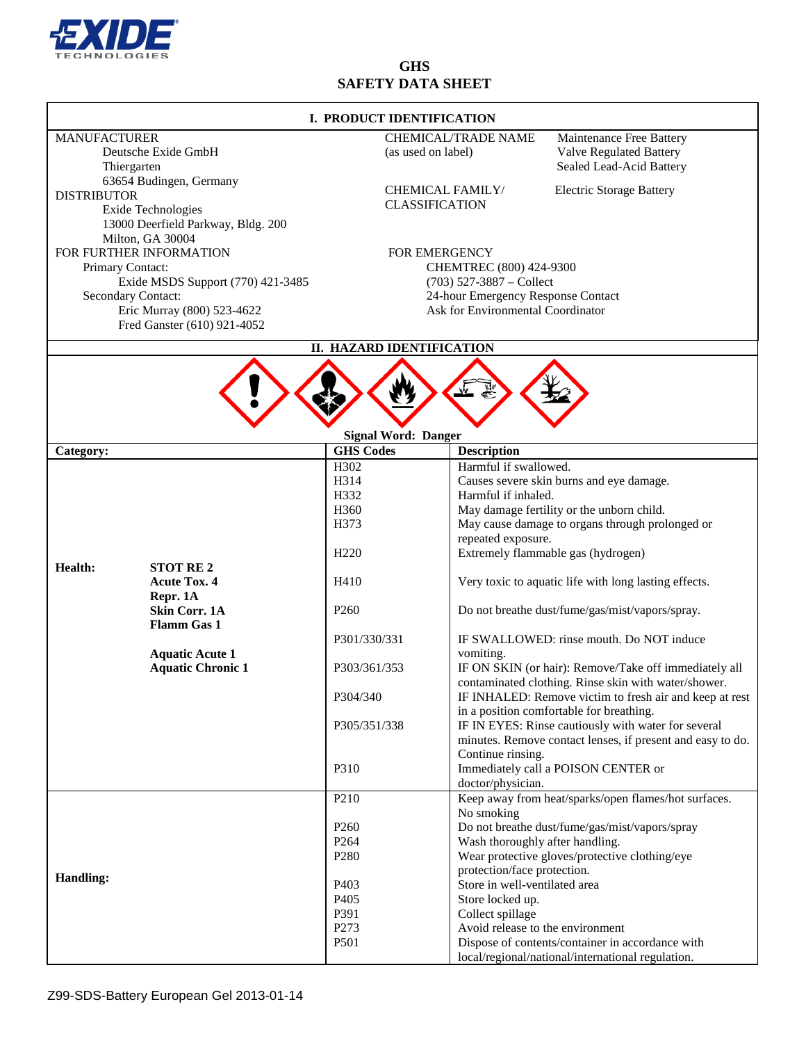# GHS
# SAFETY DATA SHEET

## I. PRODUCT IDENTIFICATION

**MANUFACTURER**
Deutsche Exide GmbH
Thiergarten
63654 Budingen, Germany

**DISTRIBUTOR**
Exide Technologies
13000 Deerfield Parkway, Bldg. 200
Milton, GA 30004

**CHEMICAL/TRADE NAME (as used on label)**
Maintenance Free Battery
Valve Regulated Battery
Sealed Lead-Acid Battery

**CHEMICAL FAMILY/ CLASSIFICATION**
Electric Storage Battery

**FOR FURTHER INFORMATION**
Primary Contact:
Exide MSDS Support (770) 421-3485
Secondary Contact:
Eric Murray (800) 523-4622
Fred Ganster (610) 921-4052

**FOR EMERGENCY**
CHEMTREC (800) 424-9300
(703) 527-3887 – Collect
24-hour Emergency Response Contact
Ask for Environmental Coordinator

## II. HAZARD IDENTIFICATION

**Signal Word: Danger**

| Category: | | GHS Codes | Description |
|---|---|---|---|
| **Health:** | **STOT RE 2**<br>**Acute Tox. 4**<br>**Repr. 1A**<br>**Skin Corr. 1A**<br>**Flamm Gas 1**<br>**Aquatic Acute 1**<br>**Aquatic Chronic 1** | H302 | Harmful if swallowed. |
| | | H314 | Causes severe skin burns and eye damage. |
| | | H332 | Harmful if inhaled. |
| | | H360 | May damage fertility or the unborn child. |
| | | H373 | May cause damage to organs through prolonged or repeated exposure. |
| | | H220 | Extremely flammable gas (hydrogen) |
| | | H410 | Very toxic to aquatic life with long lasting effects. |
| | | P260 | Do not breathe dust/fume/gas/mist/vapors/spray. |
| | | P301/330/331 | IF SWALLOWED: rinse mouth. Do NOT induce vomiting. |
| | | P303/361/353 | IF ON SKIN (or hair): Remove/Take off immediately all contaminated clothing. Rinse skin with water/shower. |
| | | P304/340 | IF INHALED: Remove victim to fresh air and keep at rest in a position comfortable for breathing. |
| | | P305/351/338 | IF IN EYES: Rinse cautiously with water for several minutes. Remove contact lenses, if present and easy to do. Continue rinsing. |
| | | P310 | Immediately call a POISON CENTER or doctor/physician. |
| **Handling:** | | P210 | Keep away from heat/sparks/open flames/hot surfaces. No smoking |
| | | P260 | Do not breathe dust/fume/gas/mist/vapors/spray |
| | | P264 | Wash thoroughly after handling. |
| | | P280 | Wear protective gloves/protective clothing/eye protection/face protection. |
| | | P403 | Store in well-ventilated area |
| | | P405 | Store locked up. |
| | | P391 | Collect spillage |
| | | P273 | Avoid release to the environment |
| | | P501 | Dispose of contents/container in accordance with local/regional/national/international regulation. |

Z99-SDS-Battery European Gel 2013-01-14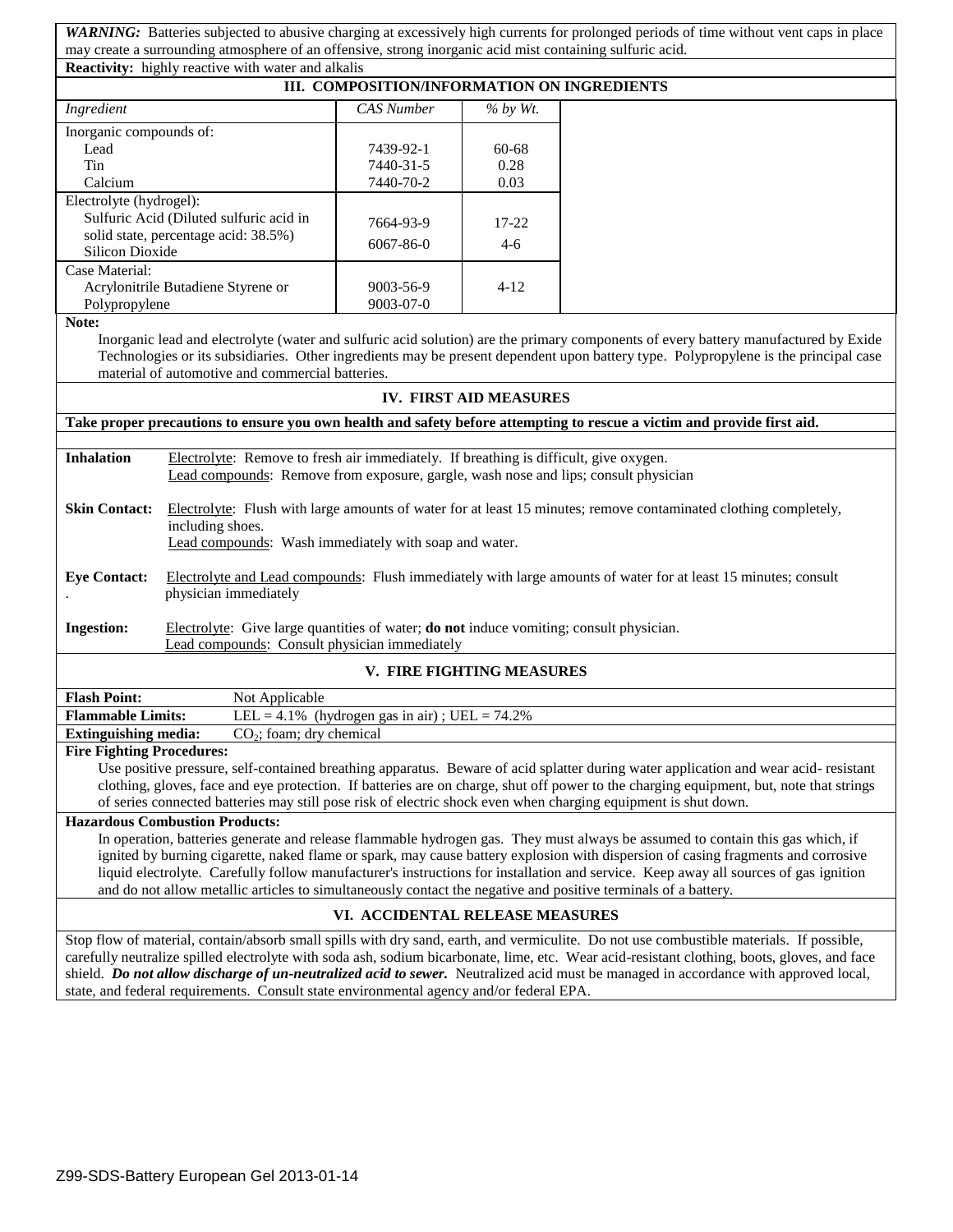***WARNING:*** Batteries subjected to abusive charging at excessively high currents for prolonged periods of time without vent caps in place may create a surrounding atmosphere of an offensive, strong inorganic acid mist containing sulfuric acid.

**Reactivity:** highly reactive with water and alkalis

## III. COMPOSITION/INFORMATION ON INGREDIENTS

| *Ingredient* | *CAS Number* | *% by Wt.* |
|---|---|---|
| Inorganic compounds of: | | |
| Lead | 7439-92-1 | 60-68 |
| Tin | 7440-31-5 | 0.28 |
| Calcium | 7440-70-2 | 0.03 |
| Electrolyte (hydrogel): | | |
| Sulfuric Acid (Diluted sulfuric acid in solid state, percentage acid: 38.5%) | 7664-93-9 | 17-22 |
| Silicon Dioxide | 6067-86-0 | 4-6 |
| Case Material: | | |
| Acrylonitrile Butadiene Styrene or Polypropylene | 9003-56-9<br>9003-07-0 | 4-12 |

**Note:**

Inorganic lead and electrolyte (water and sulfuric acid solution) are the primary components of every battery manufactured by Exide Technologies or its subsidiaries. Other ingredients may be present dependent upon battery type. Polypropylene is the principal case material of automotive and commercial batteries.

## IV. FIRST AID MEASURES

**Take proper precautions to ensure you own health and safety before attempting to rescue a victim and provide first aid.**

**Inhalation**
Electrolyte: Remove to fresh air immediately. If breathing is difficult, give oxygen.
Lead compounds: Remove from exposure, gargle, wash nose and lips; consult physician

**Skin Contact:**
Electrolyte: Flush with large amounts of water for at least 15 minutes; remove contaminated clothing completely, including shoes.
Lead compounds: Wash immediately with soap and water.

**Eye Contact:**
Electrolyte and Lead compounds: Flush immediately with large amounts of water for at least 15 minutes; consult physician immediately

**Ingestion:**
Electrolyte: Give large quantities of water; **do not** induce vomiting; consult physician.
Lead compounds: Consult physician immediately

## V. FIRE FIGHTING MEASURES

**Flash Point:** Not Applicable

**Flammable Limits:** LEL = 4.1% (hydrogen gas in air) ; UEL = 74.2%

**Extinguishing media:** $CO_2$; foam; dry chemical

**Fire Fighting Procedures:**

Use positive pressure, self-contained breathing apparatus. Beware of acid splatter during water application and wear acid- resistant clothing, gloves, face and eye protection. If batteries are on charge, shut off power to the charging equipment, but, note that strings of series connected batteries may still pose risk of electric shock even when charging equipment is shut down.

**Hazardous Combustion Products:**

In operation, batteries generate and release flammable hydrogen gas. They must always be assumed to contain this gas which, if ignited by burning cigarette, naked flame or spark, may cause battery explosion with dispersion of casing fragments and corrosive liquid electrolyte. Carefully follow manufacturer's instructions for installation and service. Keep away all sources of gas ignition and do not allow metallic articles to simultaneously contact the negative and positive terminals of a battery.

## VI. ACCIDENTAL RELEASE MEASURES

Stop flow of material, contain/absorb small spills with dry sand, earth, and vermiculite. Do not use combustible materials. If possible, carefully neutralize spilled electrolyte with soda ash, sodium bicarbonate, lime, etc. Wear acid-resistant clothing, boots, gloves, and face shield. ***Do not allow discharge of un-neutralized acid to sewer.*** Neutralized acid must be managed in accordance with approved local, state, and federal requirements. Consult state environmental agency and/or federal EPA.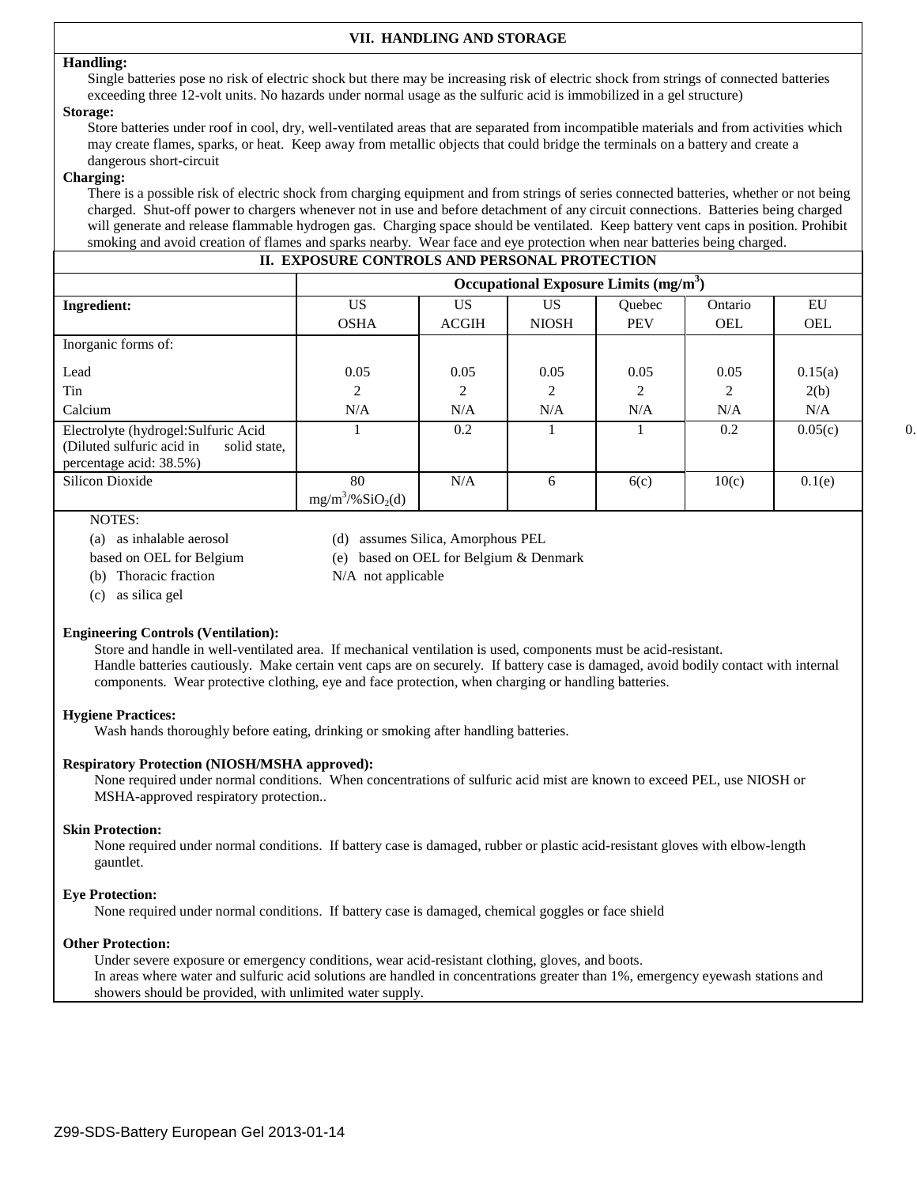## VII. HANDLING AND STORAGE

**Handling:**

Single batteries pose no risk of electric shock but there may be increasing risk of electric shock from strings of connected batteries exceeding three 12-volt units. No hazards under normal usage as the sulfuric acid is immobilized in a gel structure)

**Storage:**

Store batteries under roof in cool, dry, well-ventilated areas that are separated from incompatible materials and from activities which may create flames, sparks, or heat. Keep away from metallic objects that could bridge the terminals on a battery and create a dangerous short-circuit

**Charging:**

There is a possible risk of electric shock from charging equipment and from strings of series connected batteries, whether or not being charged. Shut-off power to chargers whenever not in use and before detachment of any circuit connections. Batteries being charged will generate and release flammable hydrogen gas. Charging space should be ventilated. Keep battery vent caps in position. Prohibit smoking and avoid creation of flames and sparks nearby. Wear face and eye protection when near batteries being charged.

## II. EXPOSURE CONTROLS AND PERSONAL PROTECTION

| | Occupational Exposure Limits ($mg/m^3$) | | | | | |
|---|---|---|---|---|---|---|
| **Ingredient:** | US OSHA | US ACGIH | US NIOSH | Quebec PEV | Ontario OEL | EU OEL |
| Inorganic forms of: | | | | | | |
| Lead | 0.05 | 0.05 | 0.05 | 0.05 | 0.05 | 0.15(a) |
| Tin | 2 | 2 | 2 | 2 | 2 | 2(b) |
| Calcium | N/A | N/A | N/A | N/A | N/A | N/A |
| Electrolyte (hydrogel:Sulfuric Acid (Diluted sulfuric acid in solid state, percentage acid: 38.5%) | 1 | 0.2 | 1 | 1 | 0.2 | 0.05(c) |
| Silicon Dioxide | 80 $mg/m^3/\%SiO_2$(d) | N/A | 6 | 6(c) | 10(c) | 0.1(e) |

NOTES:

(a) as inhalable aerosol based on OEL for Belgium
(b) Thoracic fraction
(c) as silica gel
(d) assumes Silica, Amorphous PEL
(e) based on OEL for Belgium & Denmark
N/A not applicable

**Engineering Controls (Ventilation):**

Store and handle in well-ventilated area. If mechanical ventilation is used, components must be acid-resistant.
Handle batteries cautiously. Make certain vent caps are on securely. If battery case is damaged, avoid bodily contact with internal components. Wear protective clothing, eye and face protection, when charging or handling batteries.

**Hygiene Practices:**

Wash hands thoroughly before eating, drinking or smoking after handling batteries.

**Respiratory Protection (NIOSH/MSHA approved):**

None required under normal conditions. When concentrations of sulfuric acid mist are known to exceed PEL, use NIOSH or MSHA-approved respiratory protection..

**Skin Protection:**

None required under normal conditions. If battery case is damaged, rubber or plastic acid-resistant gloves with elbow-length gauntlet.

**Eye Protection:**

None required under normal conditions. If battery case is damaged, chemical goggles or face shield

**Other Protection:**

Under severe exposure or emergency conditions, wear acid-resistant clothing, gloves, and boots.
In areas where water and sulfuric acid solutions are handled in concentrations greater than 1%, emergency eyewash stations and showers should be provided, with unlimited water supply.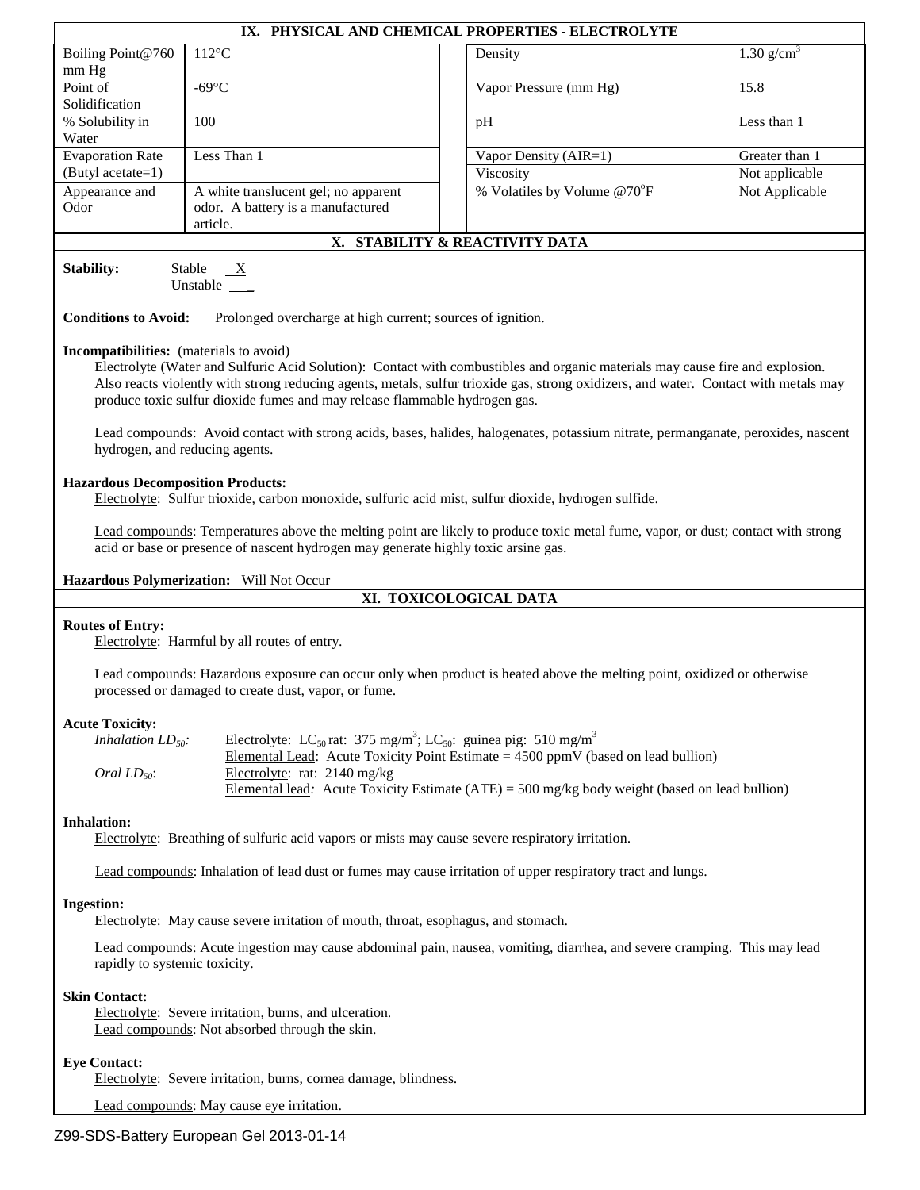## IX. PHYSICAL AND CHEMICAL PROPERTIES - ELECTROLYTE

| Property | Value | Property | Value |
|---|---|---|---|
| Boiling Point@760 mm Hg | 112°C | Density | 1.30 g/cm$^3$ |
| Point of Solidification | -69°C | Vapor Pressure (mm Hg) | 15.8 |
| % Solubility in Water | 100 | pH | Less than 1 |
| Evaporation Rate (Butyl acetate=1) | Less Than 1 | Vapor Density (AIR=1) | Greater than 1 |
| | | Viscosity | Not applicable |
| Appearance and Odor | A white translucent gel; no apparent odor. A battery is a manufactured article. | % Volatiles by Volume @70°F | Not Applicable |

## X. STABILITY & REACTIVITY DATA

**Stability:** Stable X
Unstable ___

**Conditions to Avoid:** Prolonged overcharge at high current; sources of ignition.

**Incompatibilities:** (materials to avoid)

Electrolyte (Water and Sulfuric Acid Solution): Contact with combustibles and organic materials may cause fire and explosion. Also reacts violently with strong reducing agents, metals, sulfur trioxide gas, strong oxidizers, and water. Contact with metals may produce toxic sulfur dioxide fumes and may release flammable hydrogen gas.

Lead compounds: Avoid contact with strong acids, bases, halides, halogenates, potassium nitrate, permanganate, peroxides, nascent hydrogen, and reducing agents.

**Hazardous Decomposition Products:**

Electrolyte: Sulfur trioxide, carbon monoxide, sulfuric acid mist, sulfur dioxide, hydrogen sulfide.

Lead compounds: Temperatures above the melting point are likely to produce toxic metal fume, vapor, or dust; contact with strong acid or base or presence of nascent hydrogen may generate highly toxic arsine gas.

**Hazardous Polymerization:** Will Not Occur

## XI. TOXICOLOGICAL DATA

**Routes of Entry:**

Electrolyte: Harmful by all routes of entry.

Lead compounds: Hazardous exposure can occur only when product is heated above the melting point, oxidized or otherwise processed or damaged to create dust, vapor, or fume.

**Acute Toxicity:**

*Inhalation $LD_{50}$:* Electrolyte: $LC_{50}$ rat: 375 mg/m$^3$; $LC_{50}$: guinea pig: 510 mg/m$^3$
Elemental Lead: Acute Toxicity Point Estimate = 4500 ppmV (based on lead bullion)

*Oral $LD_{50}$:* Electrolyte: rat: 2140 mg/kg
Elemental lead: Acute Toxicity Estimate (ATE) = 500 mg/kg body weight (based on lead bullion)

**Inhalation:**

Electrolyte: Breathing of sulfuric acid vapors or mists may cause severe respiratory irritation.

Lead compounds: Inhalation of lead dust or fumes may cause irritation of upper respiratory tract and lungs.

**Ingestion:**

Electrolyte: May cause severe irritation of mouth, throat, esophagus, and stomach.

Lead compounds: Acute ingestion may cause abdominal pain, nausea, vomiting, diarrhea, and severe cramping. This may lead rapidly to systemic toxicity.

**Skin Contact:**

Electrolyte: Severe irritation, burns, and ulceration.
Lead compounds: Not absorbed through the skin.

**Eye Contact:**

Electrolyte: Severe irritation, burns, cornea damage, blindness.

Lead compounds: May cause eye irritation.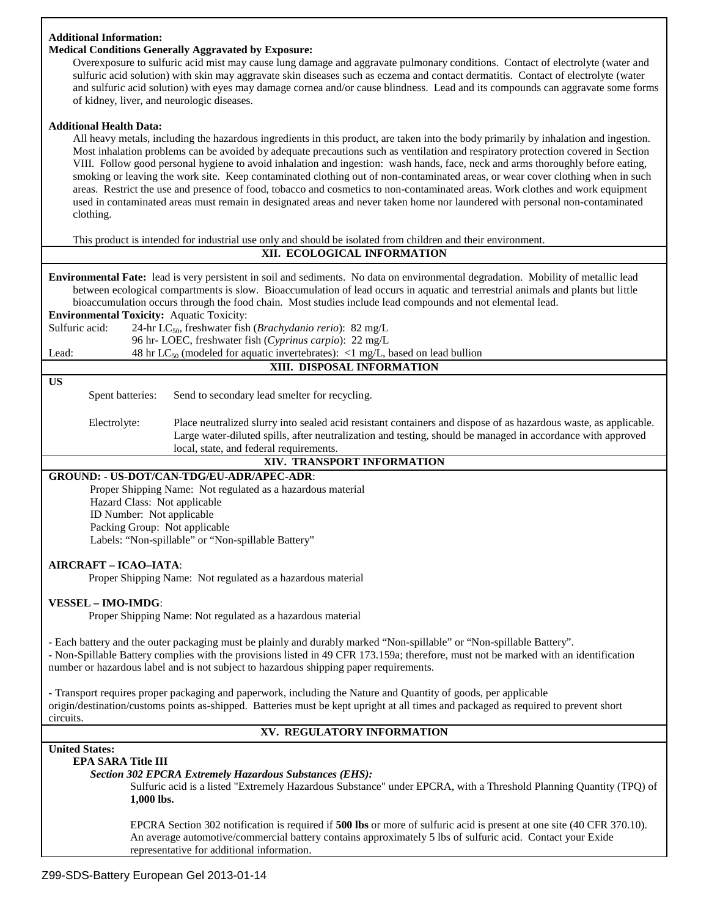**Additional Information:**

**Medical Conditions Generally Aggravated by Exposure:**

Overexposure to sulfuric acid mist may cause lung damage and aggravate pulmonary conditions. Contact of electrolyte (water and sulfuric acid solution) with skin may aggravate skin diseases such as eczema and contact dermatitis. Contact of electrolyte (water and sulfuric acid solution) with eyes may damage cornea and/or cause blindness. Lead and its compounds can aggravate some forms of kidney, liver, and neurologic diseases.

**Additional Health Data:**

All heavy metals, including the hazardous ingredients in this product, are taken into the body primarily by inhalation and ingestion. Most inhalation problems can be avoided by adequate precautions such as ventilation and respiratory protection covered in Section VIII. Follow good personal hygiene to avoid inhalation and ingestion: wash hands, face, neck and arms thoroughly before eating, smoking or leaving the work site. Keep contaminated clothing out of non-contaminated areas, or wear cover clothing when in such areas. Restrict the use and presence of food, tobacco and cosmetics to non-contaminated areas. Work clothes and work equipment used in contaminated areas must remain in designated areas and never taken home nor laundered with personal non-contaminated clothing.

This product is intended for industrial use only and should be isolated from children and their environment.

## XII. ECOLOGICAL INFORMATION

**Environmental Fate:** lead is very persistent in soil and sediments. No data on environmental degradation. Mobility of metallic lead between ecological compartments is slow. Bioaccumulation of lead occurs in aquatic and terrestrial animals and plants but little bioaccumulation occurs through the food chain. Most studies include lead compounds and not elemental lead.

**Environmental Toxicity:** Aquatic Toxicity:

| | |
|---|---|
| Sulfuric acid: | 24-hr $LC_{50}$, freshwater fish (*Brachydanio rerio*): 82 mg/L |
| | 96 hr- LOEC, freshwater fish (*Cyprinus carpio*): 22 mg/L |
| Lead: | 48 hr $LC_{50}$ (modeled for aquatic invertebrates): <1 mg/L, based on lead bullion |

## XIII. DISPOSAL INFORMATION

**US**

| | |
|---|---|
| Spent batteries: | Send to secondary lead smelter for recycling. |
| Electrolyte: | Place neutralized slurry into sealed acid resistant containers and dispose of as hazardous waste, as applicable. Large water-diluted spills, after neutralization and testing, should be managed in accordance with approved local, state, and federal requirements. |

## XIV. TRANSPORT INFORMATION

**GROUND: - US-DOT/CAN-TDG/EU-ADR/APEC-ADR**:

Proper Shipping Name: Not regulated as a hazardous material
Hazard Class: Not applicable
ID Number: Not applicable
Packing Group: Not applicable
Labels: "Non-spillable" or "Non-spillable Battery"

**AIRCRAFT – ICAO–IATA**:

Proper Shipping Name: Not regulated as a hazardous material

**VESSEL – IMO-IMDG**:

Proper Shipping Name: Not regulated as a hazardous material

- Each battery and the outer packaging must be plainly and durably marked "Non-spillable" or "Non-spillable Battery".
- Non-Spillable Battery complies with the provisions listed in 49 CFR 173.159a; therefore, must not be marked with an identification number or hazardous label and is not subject to hazardous shipping paper requirements.

- Transport requires proper packaging and paperwork, including the Nature and Quantity of goods, per applicable origin/destination/customs points as-shipped. Batteries must be kept upright at all times and packaged as required to prevent short circuits.

## XV. REGULATORY INFORMATION

**United States:**

**EPA SARA Title III**

***Section 302 EPCRA Extremely Hazardous Substances (EHS):***

Sulfuric acid is a listed "Extremely Hazardous Substance" under EPCRA, with a Threshold Planning Quantity (TPQ) of **1,000 lbs.**

EPCRA Section 302 notification is required if **500 lbs** or more of sulfuric acid is present at one site (40 CFR 370.10). An average automotive/commercial battery contains approximately 5 lbs of sulfuric acid. Contact your Exide representative for additional information.

Z99-SDS-Battery European Gel 2013-01-14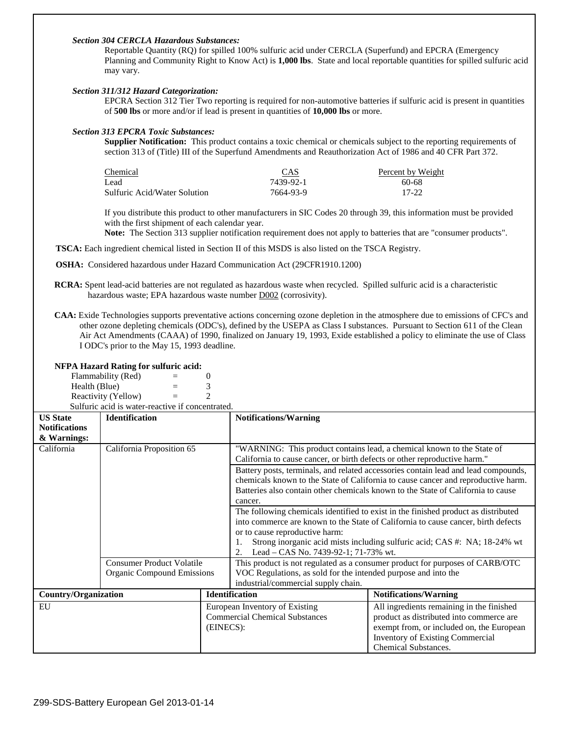***Section 304 CERCLA Hazardous Substances:***

Reportable Quantity (RQ) for spilled 100% sulfuric acid under CERCLA (Superfund) and EPCRA (Emergency Planning and Community Right to Know Act) is **1,000 lbs**. State and local reportable quantities for spilled sulfuric acid may vary.

***Section 311/312 Hazard Categorization:***

EPCRA Section 312 Tier Two reporting is required for non-automotive batteries if sulfuric acid is present in quantities of **500 lbs** or more and/or if lead is present in quantities of **10,000 lbs** or more.

***Section 313 EPCRA Toxic Substances:***

**Supplier Notification:** This product contains a toxic chemical or chemicals subject to the reporting requirements of section 313 of (Title) III of the Superfund Amendments and Reauthorization Act of 1986 and 40 CFR Part 372.

| Chemical | CAS | Percent by Weight |
|---|---|---|
| Lead | 7439-92-1 | 60-68 |
| Sulfuric Acid/Water Solution | 7664-93-9 | 17-22 |

If you distribute this product to other manufacturers in SIC Codes 20 through 39, this information must be provided with the first shipment of each calendar year.
**Note:** The Section 313 supplier notification requirement does not apply to batteries that are "consumer products".

**TSCA:** Each ingredient chemical listed in Section II of this MSDS is also listed on the TSCA Registry.

**OSHA:** Considered hazardous under Hazard Communication Act (29CFR1910.1200)

**RCRA:** Spent lead-acid batteries are not regulated as hazardous waste when recycled. Spilled sulfuric acid is a characteristic hazardous waste; EPA hazardous waste number D002 (corrosivity).

**CAA:** Exide Technologies supports preventative actions concerning ozone depletion in the atmosphere due to emissions of CFC's and other ozone depleting chemicals (ODC's), defined by the USEPA as Class I substances. Pursuant to Section 611 of the Clean Air Act Amendments (CAAA) of 1990, finalized on January 19, 1993, Exide established a policy to eliminate the use of Class I ODC's prior to the May 15, 1993 deadline.

**NFPA Hazard Rating for sulfuric acid:**

Flammability (Red) = 0
Health (Blue) = 3
Reactivity (Yellow) = 2
Sulfuric acid is water-reactive if concentrated.

| US State Notifications & Warnings: | Identification | Notifications/Warning |
|---|---|---|
| California | California Proposition 65 | "WARNING: This product contains lead, a chemical known to the State of California to cause cancer, or birth defects or other reproductive harm." |
| | | Battery posts, terminals, and related accessories contain lead and lead compounds, chemicals known to the State of California to cause cancer and reproductive harm. Batteries also contain other chemicals known to the State of California to cause cancer. |
| | | The following chemicals identified to exist in the finished product as distributed into commerce are known to the State of California to cause cancer, birth defects or to cause reproductive harm: 1. Strong inorganic acid mists including sulfuric acid; CAS #: NA; 18-24% wt 2. Lead – CAS No. 7439-92-1; 71-73% wt. |
| | Consumer Product Volatile Organic Compound Emissions | This product is not regulated as a consumer product for purposes of CARB/OTC VOC Regulations, as sold for the intended purpose and into the industrial/commercial supply chain. |

| Country/Organization | Identification | Notifications/Warning |
|---|---|---|
| EU | European Inventory of Existing Commercial Chemical Substances (EINECS): | All ingredients remaining in the finished product as distributed into commerce are exempt from, or included on, the European Inventory of Existing Commercial Chemical Substances. |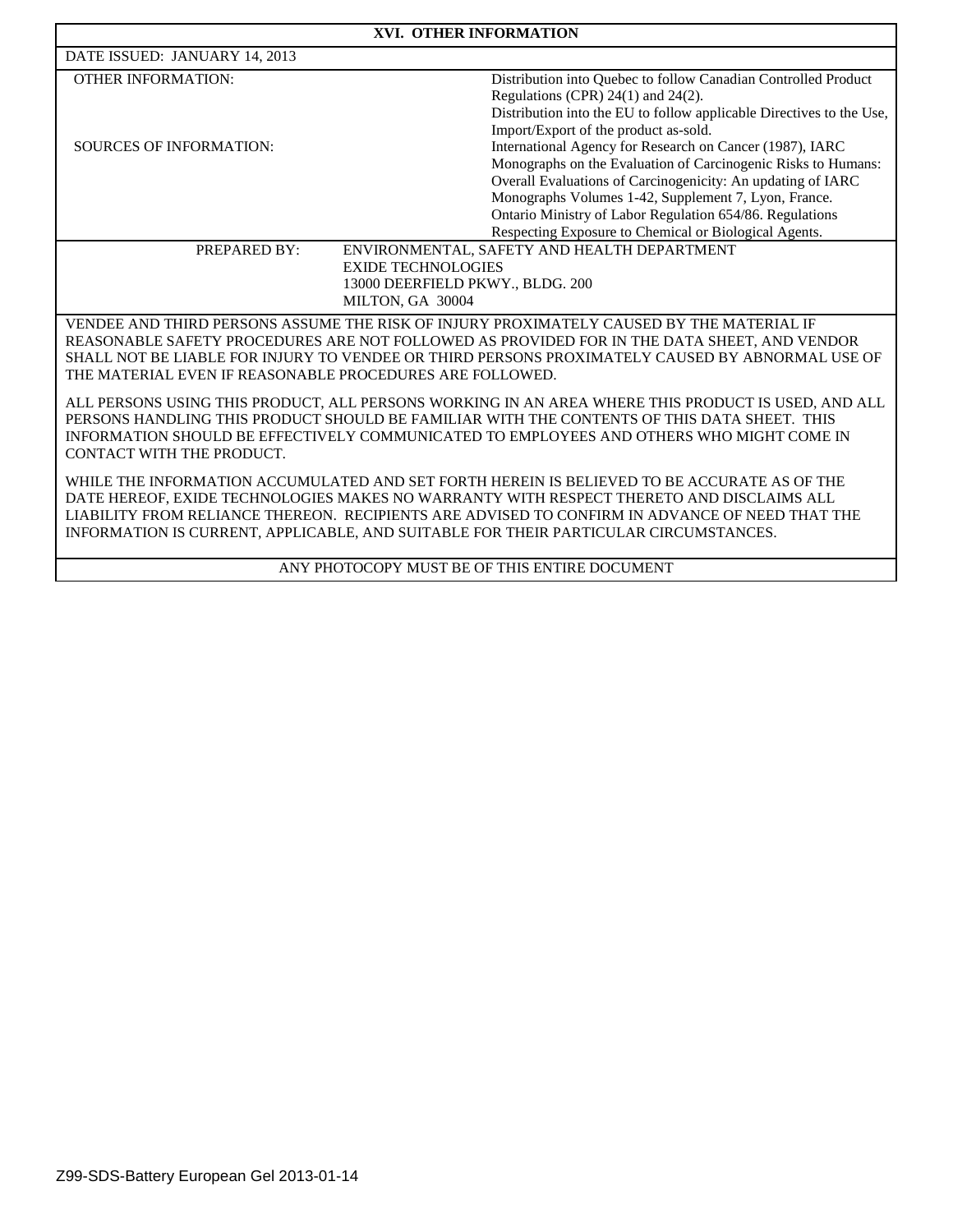## XVI. OTHER INFORMATION

DATE ISSUED: JANUARY 14, 2013

| | |
|---|---|
| OTHER INFORMATION: | Distribution into Quebec to follow Canadian Controlled Product Regulations (CPR) 24(1) and 24(2).<br>Distribution into the EU to follow applicable Directives to the Use, Import/Export of the product as-sold. |
| SOURCES OF INFORMATION: | International Agency for Research on Cancer (1987), IARC Monographs on the Evaluation of Carcinogenic Risks to Humans: Overall Evaluations of Carcinogenicity: An updating of IARC Monographs Volumes 1-42, Supplement 7, Lyon, France.<br>Ontario Ministry of Labor Regulation 654/86. Regulations Respecting Exposure to Chemical or Biological Agents. |

PREPARED BY: ENVIRONMENTAL, SAFETY AND HEALTH DEPARTMENT
EXIDE TECHNOLOGIES
13000 DEERFIELD PKWY., BLDG. 200
MILTON, GA 30004

VENDEE AND THIRD PERSONS ASSUME THE RISK OF INJURY PROXIMATELY CAUSED BY THE MATERIAL IF REASONABLE SAFETY PROCEDURES ARE NOT FOLLOWED AS PROVIDED FOR IN THE DATA SHEET, AND VENDOR SHALL NOT BE LIABLE FOR INJURY TO VENDEE OR THIRD PERSONS PROXIMATELY CAUSED BY ABNORMAL USE OF THE MATERIAL EVEN IF REASONABLE PROCEDURES ARE FOLLOWED.

ALL PERSONS USING THIS PRODUCT, ALL PERSONS WORKING IN AN AREA WHERE THIS PRODUCT IS USED, AND ALL PERSONS HANDLING THIS PRODUCT SHOULD BE FAMILIAR WITH THE CONTENTS OF THIS DATA SHEET. THIS INFORMATION SHOULD BE EFFECTIVELY COMMUNICATED TO EMPLOYEES AND OTHERS WHO MIGHT COME IN CONTACT WITH THE PRODUCT.

WHILE THE INFORMATION ACCUMULATED AND SET FORTH HEREIN IS BELIEVED TO BE ACCURATE AS OF THE DATE HEREOF, EXIDE TECHNOLOGIES MAKES NO WARRANTY WITH RESPECT THERETO AND DISCLAIMS ALL LIABILITY FROM RELIANCE THEREON. RECIPIENTS ARE ADVISED TO CONFIRM IN ADVANCE OF NEED THAT THE INFORMATION IS CURRENT, APPLICABLE, AND SUITABLE FOR THEIR PARTICULAR CIRCUMSTANCES.

ANY PHOTOCOPY MUST BE OF THIS ENTIRE DOCUMENT